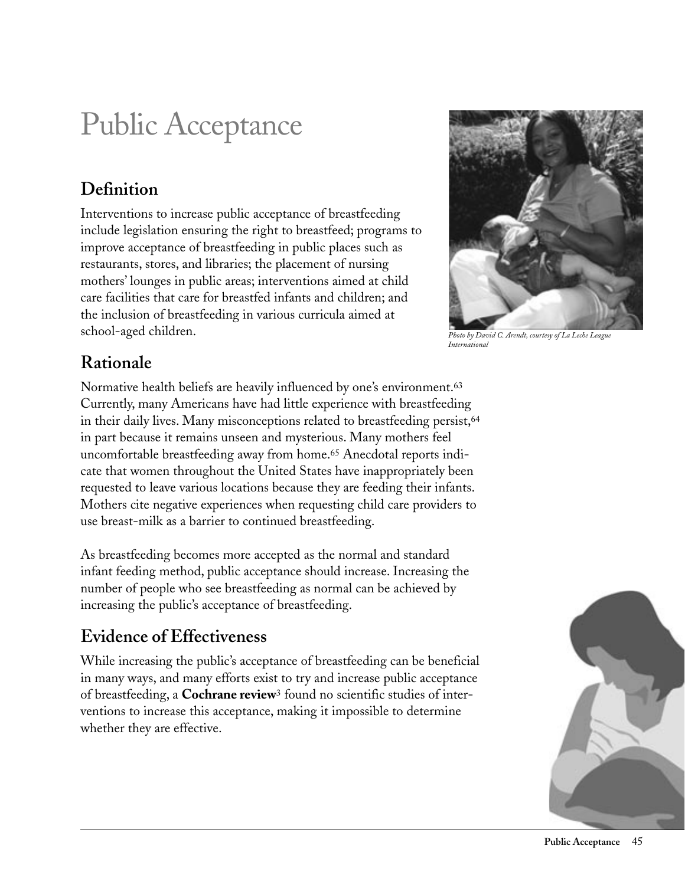# Public Acceptance

## Definition

Interventions to increase public acceptance of breastfeeding include legislation ensuring the right to breastfeed; programs to improve acceptance of breastfeeding in public places such as restaurants, stores, and libraries; the placement of nursing mothers' lounges in public areas; interventions aimed at child care facilities that care for breastfed infants and children; and the inclusion of breastfeeding in various curricula aimed at school-aged children.

*Photo by David C. Arendt, courtesy of La Leche League International*

## Rationale

Normative health beliefs are heavily influenced by one's environment.[63] Currently, many Americans have had little experience with breastfeeding in their daily lives. Many misconceptions related to breastfeeding persist,[64] in part because it remains unseen and mysterious. Many mothers feel uncomfortable breastfeeding away from home.[65] Anecdotal reports indicate that women throughout the United States have inappropriately been requested to leave various locations because they are feeding their infants. Mothers cite negative experiences when requesting child care providers to use breast-milk as a barrier to continued breastfeeding.

As breastfeeding becomes more accepted as the normal and standard infant feeding method, public acceptance should increase. Increasing the number of people who see breastfeeding as normal can be achieved by increasing the public's acceptance of breastfeeding.

## Evidence of Effectiveness

While increasing the public's acceptance of breastfeeding can be beneficial in many ways, and many efforts exist to try and increase public acceptance of breastfeeding, a **Cochrane review**[3] found no scientific studies of interventions to increase this acceptance, making it impossible to determine whether they are effective.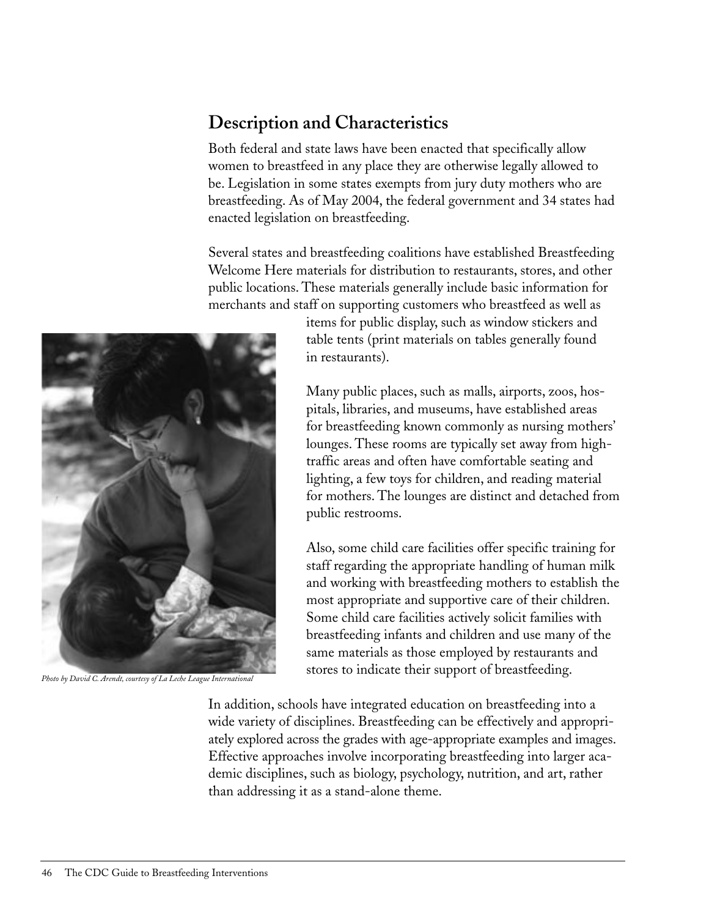## Description and Characteristics

Both federal and state laws have been enacted that specifically allow women to breastfeed in any place they are otherwise legally allowed to be. Legislation in some states exempts from jury duty mothers who are breastfeeding. As of May 2004, the federal government and 34 states had enacted legislation on breastfeeding.

Several states and breastfeeding coalitions have established Breastfeeding Welcome Here materials for distribution to restaurants, stores, and other public locations. These materials generally include basic information for merchants and staff on supporting customers who breastfeed as well as items for public display, such as window stickers and table tents (print materials on tables generally found in restaurants).

Many public places, such as malls, airports, zoos, hospitals, libraries, and museums, have established areas for breastfeeding known commonly as nursing mothers' lounges. These rooms are typically set away from high-traffic areas and often have comfortable seating and lighting, a few toys for children, and reading material for mothers. The lounges are distinct and detached from public restrooms.

Also, some child care facilities offer specific training for staff regarding the appropriate handling of human milk and working with breastfeeding mothers to establish the most appropriate and supportive care of their children. Some child care facilities actively solicit families with breastfeeding infants and children and use many of the same materials as those employed by restaurants and stores to indicate their support of breastfeeding.

*Photo by David C. Arendt, courtesy of La Leche League International*

In addition, schools have integrated education on breastfeeding into a wide variety of disciplines. Breastfeeding can be effectively and appropriately explored across the grades with age-appropriate examples and images. Effective approaches involve incorporating breastfeeding into larger academic disciplines, such as biology, psychology, nutrition, and art, rather than addressing it as a stand-alone theme.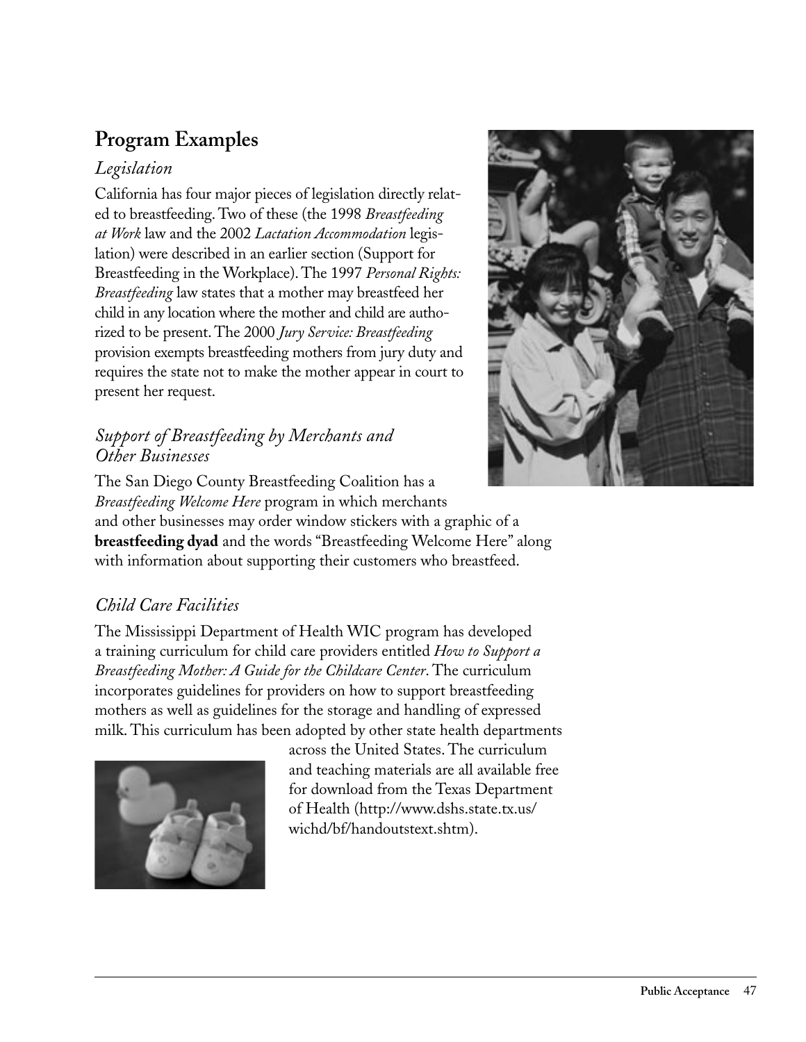## Program Examples

### *Legislation*

California has four major pieces of legislation directly related to breastfeeding. Two of these (the 1998 *Breastfeeding at Work* law and the 2002 *Lactation Accommodation* legislation) were described in an earlier section (Support for Breastfeeding in the Workplace). The 1997 *Personal Rights: Breastfeeding* law states that a mother may breastfeed her child in any location where the mother and child are authorized to be present. The 2000 *Jury Service: Breastfeeding* provision exempts breastfeeding mothers from jury duty and requires the state not to make the mother appear in court to present her request.

### *Support of Breastfeeding by Merchants and Other Businesses*

The San Diego County Breastfeeding Coalition has a *Breastfeeding Welcome Here* program in which merchants and other businesses may order window stickers with a graphic of a **breastfeeding dyad** and the words "Breastfeeding Welcome Here" along with information about supporting their customers who breastfeed.

### *Child Care Facilities*

The Mississippi Department of Health WIC program has developed a training curriculum for child care providers entitled *How to Support a Breastfeeding Mother: A Guide for the Childcare Center*. The curriculum incorporates guidelines for providers on how to support breastfeeding mothers as well as guidelines for the storage and handling of expressed milk. This curriculum has been adopted by other state health departments across the United States. The curriculum and teaching materials are all available free for download from the Texas Department of Health (http://www.dshs.state.tx.us/wichd/bf/handoutstext.shtm).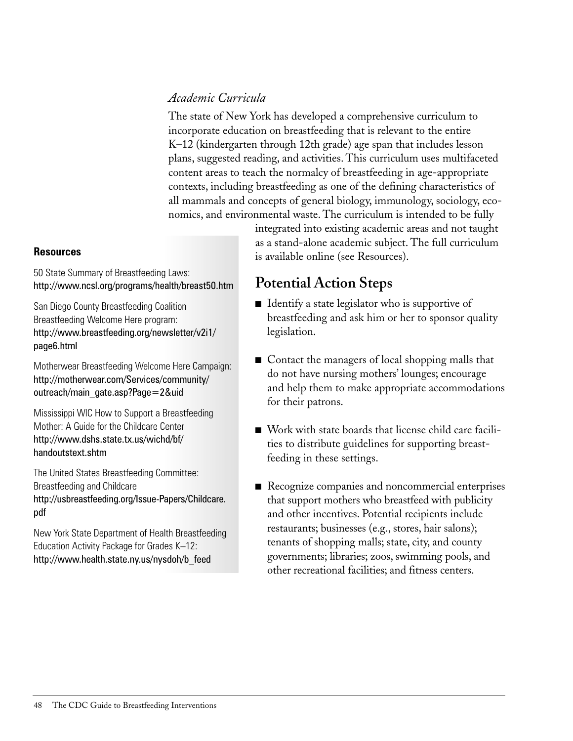### *Academic Curricula*

The state of New York has developed a comprehensive curriculum to incorporate education on breastfeeding that is relevant to the entire K–12 (kindergarten through 12th grade) age span that includes lesson plans, suggested reading, and activities. This curriculum uses multifaceted content areas to teach the normalcy of breastfeeding in age-appropriate contexts, including breastfeeding as one of the defining characteristics of all mammals and concepts of general biology, immunology, sociology, economics, and environmental waste. The curriculum is intended to be fully integrated into existing academic areas and not taught as a stand-alone academic subject. The full curriculum is available online (see Resources).

## Potential Action Steps

- Identify a state legislator who is supportive of breastfeeding and ask him or her to sponsor quality legislation.
- Contact the managers of local shopping malls that do not have nursing mothers' lounges; encourage and help them to make appropriate accommodations for their patrons.
- Work with state boards that license child care facilities to distribute guidelines for supporting breastfeeding in these settings.
- Recognize companies and noncommercial enterprises that support mothers who breastfeed with publicity and other incentives. Potential recipients include restaurants; businesses (e.g., stores, hair salons); tenants of shopping malls; state, city, and county governments; libraries; zoos, swimming pools, and other recreational facilities; and fitness centers.

**Resources**

50 State Summary of Breastfeeding Laws:
http://www.ncsl.org/programs/health/breast50.htm

San Diego County Breastfeeding Coalition Breastfeeding Welcome Here program:
http://www.breastfeeding.org/newsletter/v2i1/page6.html

Motherwear Breastfeeding Welcome Here Campaign:
http://motherwear.com/Services/community/outreach/main_gate.asp?Page=2&uid

Mississippi WIC How to Support a Breastfeeding Mother: A Guide for the Childcare Center
http://www.dshs.state.tx.us/wichd/bf/handoutstext.shtm

The United States Breastfeeding Committee: Breastfeeding and Childcare
http://usbreastfeeding.org/Issue-Papers/Childcare.pdf

New York State Department of Health Breastfeeding Education Activity Package for Grades K–12:
http://www.health.state.ny.us/nysdoh/b_feed